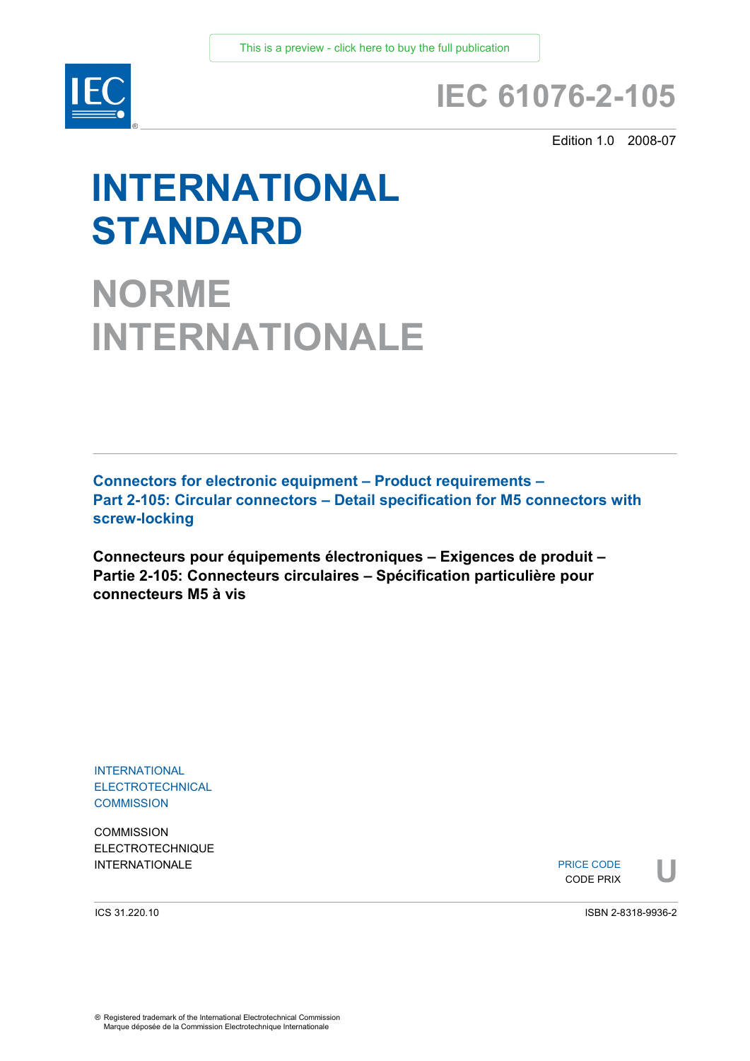This is a preview - click here to buy the full publication

# IEC 61076-2-105

Edition 1.0 2008-07

# INTERNATIONAL STANDARD

# NORME INTERNATIONALE

**Connectors for electronic equipment – Product requirements –**
**Part 2-105: Circular connectors – Detail specification for M5 connectors with screw-locking**

**Connecteurs pour équipements électroniques – Exigences de produit –**
**Partie 2-105: Connecteurs circulaires – Spécification particulière pour connecteurs M5 à vis**

INTERNATIONAL
ELECTROTECHNICAL
COMMISSION

COMMISSION
ELECTROTECHNIQUE
INTERNATIONALE

PRICE CODE
CODE PRIX **U**

ICS 31.220.10

ISBN 2-8318-9936-2

® Registered trademark of the International Electrotechnical Commission
Marque déposée de la Commission Electrotechnique Internationale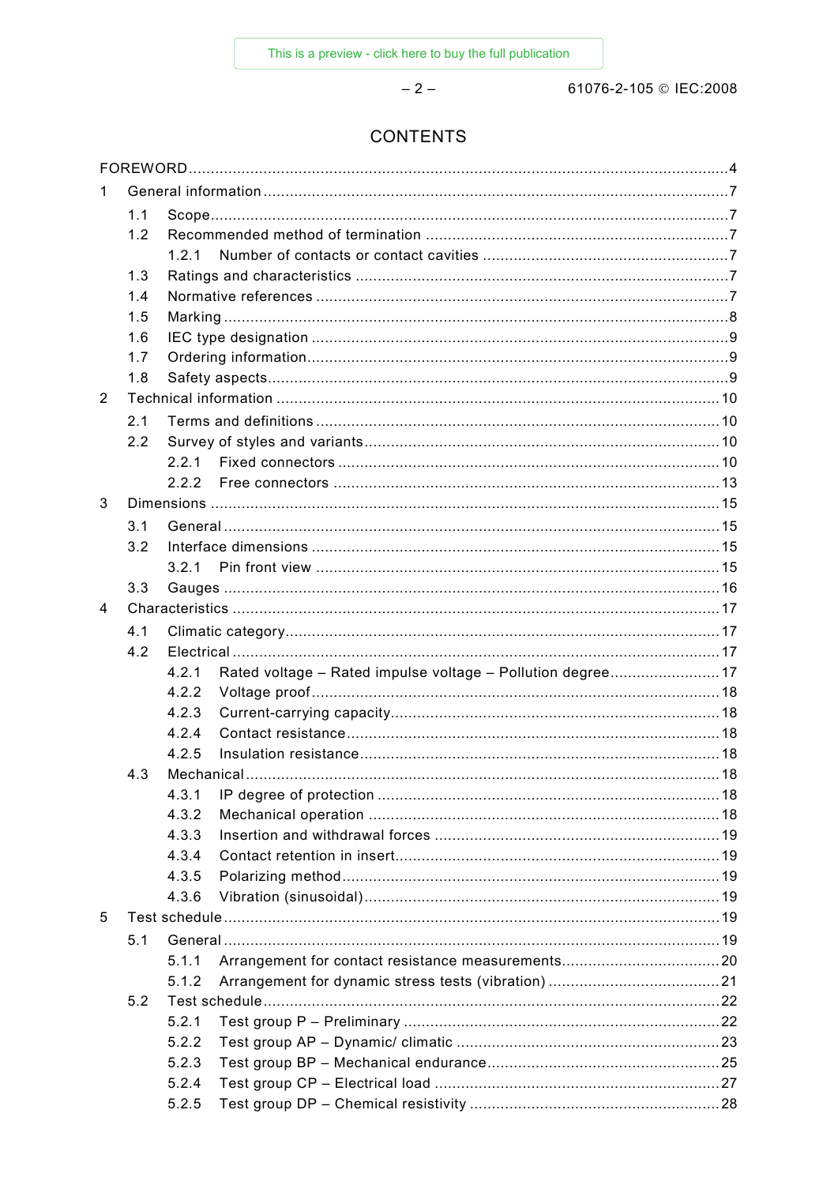# CONTENTS

FOREWORD ..... 4

1 General information ..... 7

1.1 Scope ..... 7

1.2 Recommended method of termination ..... 7

1.2.1 Number of contacts or contact cavities ..... 7

1.3 Ratings and characteristics ..... 7

1.4 Normative references ..... 7

1.5 Marking ..... 8

1.6 IEC type designation ..... 9

1.7 Ordering information ..... 9

1.8 Safety aspects ..... 9

2 Technical information ..... 10

2.1 Terms and definitions ..... 10

2.2 Survey of styles and variants ..... 10

2.2.1 Fixed connectors ..... 10

2.2.2 Free connectors ..... 13

3 Dimensions ..... 15

3.1 General ..... 15

3.2 Interface dimensions ..... 15

3.2.1 Pin front view ..... 15

3.3 Gauges ..... 16

4 Characteristics ..... 17

4.1 Climatic category ..... 17

4.2 Electrical ..... 17

4.2.1 Rated voltage – Rated impulse voltage – Pollution degree ..... 17

4.2.2 Voltage proof ..... 18

4.2.3 Current-carrying capacity ..... 18

4.2.4 Contact resistance ..... 18

4.2.5 Insulation resistance ..... 18

4.3 Mechanical ..... 18

4.3.1 IP degree of protection ..... 18

4.3.2 Mechanical operation ..... 18

4.3.3 Insertion and withdrawal forces ..... 19

4.3.4 Contact retention in insert ..... 19

4.3.5 Polarizing method ..... 19

4.3.6 Vibration (sinusoidal) ..... 19

5 Test schedule ..... 19

5.1 General ..... 19

5.1.1 Arrangement for contact resistance measurements ..... 20

5.1.2 Arrangement for dynamic stress tests (vibration) ..... 21

5.2 Test schedule ..... 22

5.2.1 Test group P – Preliminary ..... 22

5.2.2 Test group AP – Dynamic/ climatic ..... 23

5.2.3 Test group BP – Mechanical endurance ..... 25

5.2.4 Test group CP – Electrical load ..... 27

5.2.5 Test group DP – Chemical resistivity ..... 28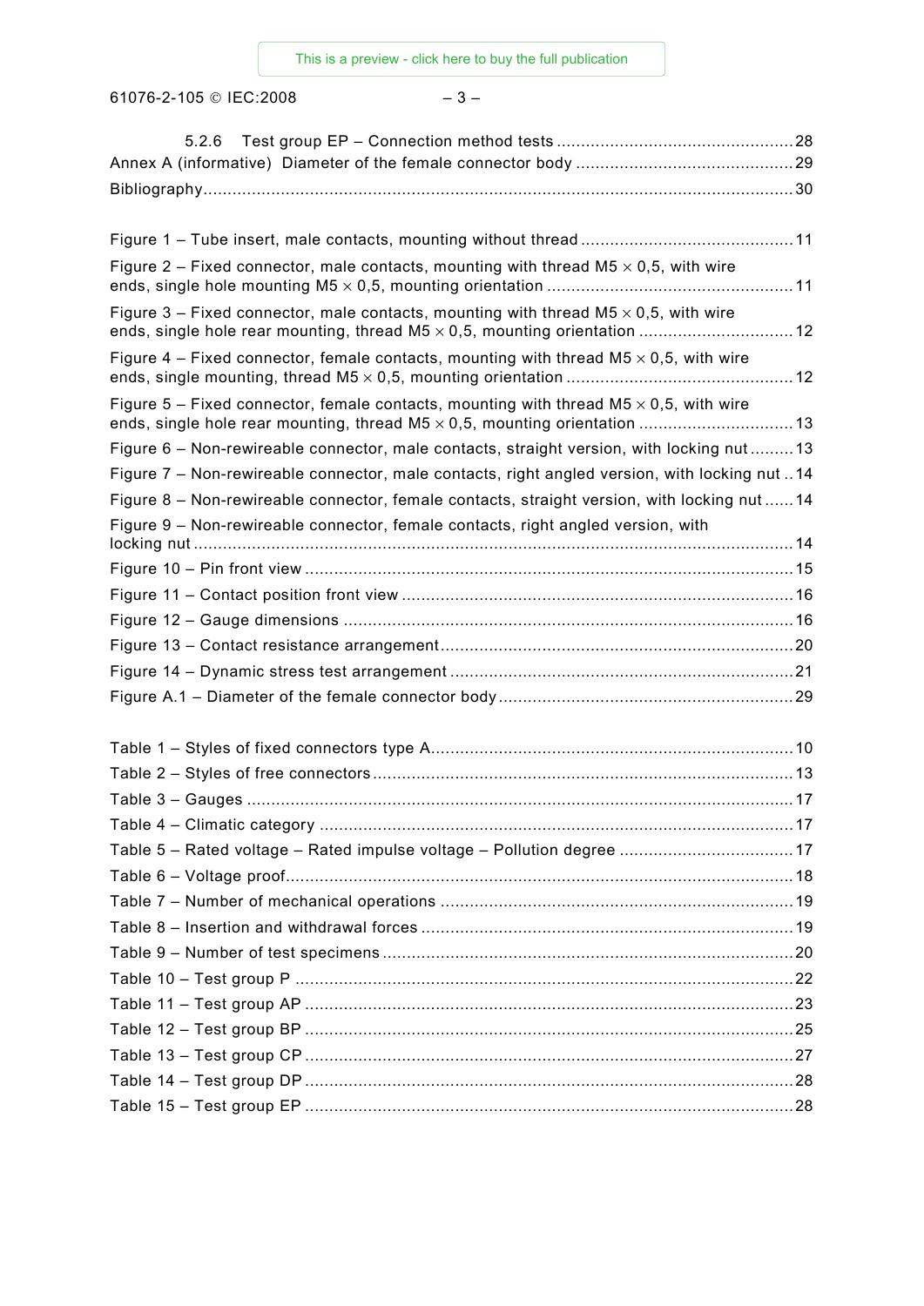5.2.6 Test group EP – Connection method tests ................................................ 28

Annex A (informative) Diameter of the female connector body ............................................ 29

Bibliography ........................................................................................................................ 30

Figure 1 – Tube insert, male contacts, mounting without thread ........................................... 11

Figure 2 – Fixed connector, male contacts, mounting with thread M5 × 0,5, with wire ends, single hole mounting M5 × 0,5, mounting orientation .................................................. 11

Figure 3 – Fixed connector, male contacts, mounting with thread M5 × 0,5, with wire ends, single hole rear mounting, thread M5 × 0,5, mounting orientation ............................... 12

Figure 4 – Fixed connector, female contacts, mounting with thread M5 × 0,5, with wire ends, single mounting, thread M5 × 0,5, mounting orientation .............................................. 12

Figure 5 – Fixed connector, female contacts, mounting with thread M5 × 0,5, with wire ends, single hole rear mounting, thread M5 × 0,5, mounting orientation ............................... 13

Figure 6 – Non-rewireable connector, male contacts, straight version, with locking nut ......... 13

Figure 7 – Non-rewireable connector, male contacts, right angled version, with locking nut .. 14

Figure 8 – Non-rewireable connector, female contacts, straight version, with locking nut ...... 14

Figure 9 – Non-rewireable connector, female contacts, right angled version, with locking nut ........................................................................................................................... 14

Figure 10 – Pin front view .................................................................................................... 15

Figure 11 – Contact position front view ................................................................................ 16

Figure 12 – Gauge dimensions ............................................................................................ 16

Figure 13 – Contact resistance arrangement ........................................................................ 20

Figure 14 – Dynamic stress test arrangement ...................................................................... 21

Figure A.1 – Diameter of the female connector body ............................................................ 29

Table 1 – Styles of fixed connectors type A .......................................................................... 10

Table 2 – Styles of free connectors ...................................................................................... 13

Table 3 – Gauges ................................................................................................................ 17

Table 4 – Climatic category ................................................................................................. 17

Table 5 – Rated voltage – Rated impulse voltage – Pollution degree .................................... 17

Table 6 – Voltage proof ........................................................................................................ 18

Table 7 – Number of mechanical operations ........................................................................ 19

Table 8 – Insertion and withdrawal forces ............................................................................ 19

Table 9 – Number of test specimens .................................................................................... 20

Table 10 – Test group P ...................................................................................................... 22

Table 11 – Test group AP .................................................................................................... 23

Table 12 – Test group BP .................................................................................................... 25

Table 13 – Test group CP .................................................................................................... 27

Table 14 – Test group DP .................................................................................................... 28

Table 15 – Test group EP .................................................................................................... 28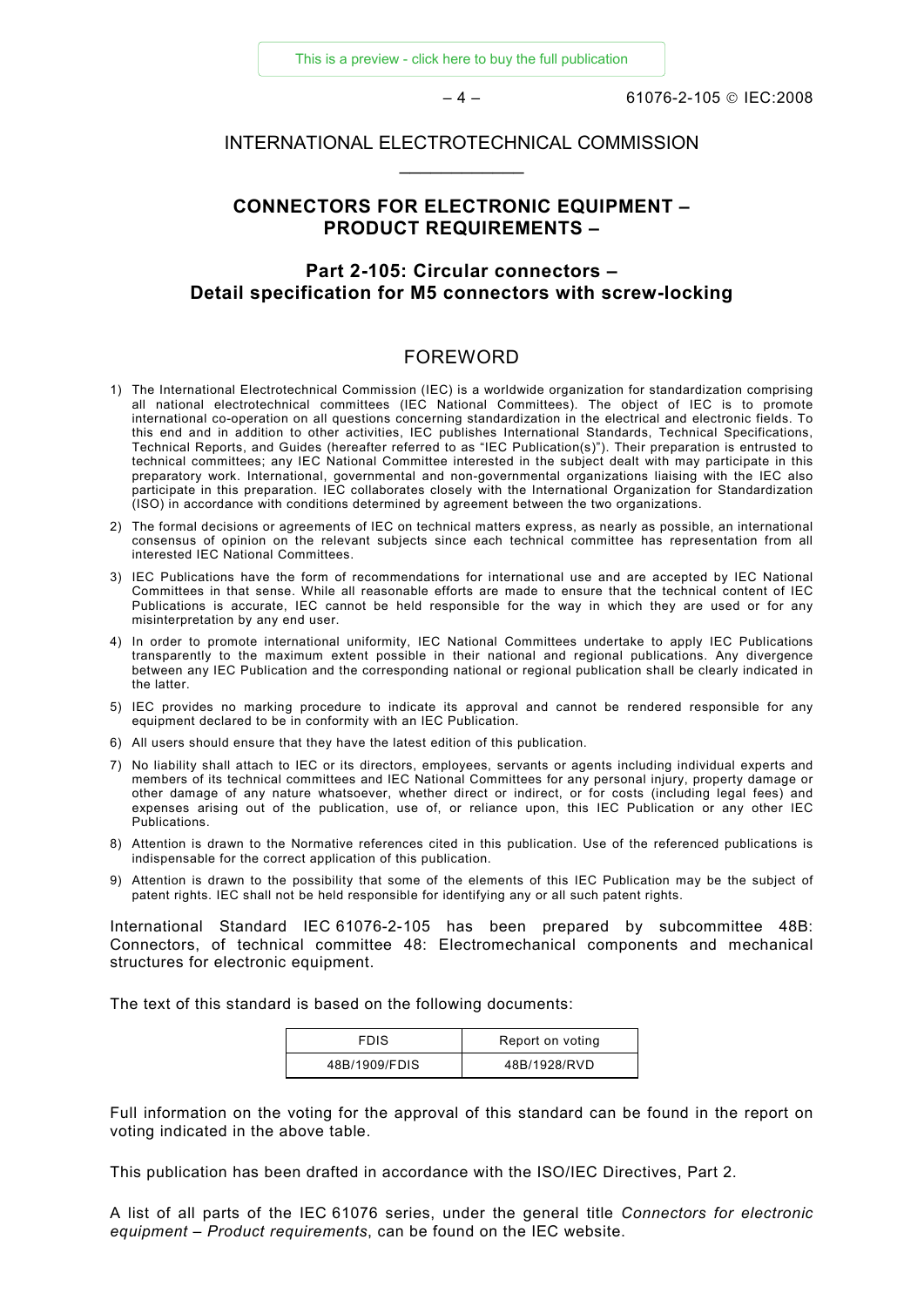INTERNATIONAL ELECTROTECHNICAL COMMISSION

____________

# CONNECTORS FOR ELECTRONIC EQUIPMENT – PRODUCT REQUIREMENTS –

## Part 2-105: Circular connectors – Detail specification for M5 connectors with screw-locking

## FOREWORD

1) The International Electrotechnical Commission (IEC) is a worldwide organization for standardization comprising all national electrotechnical committees (IEC National Committees). The object of IEC is to promote international co-operation on all questions concerning standardization in the electrical and electronic fields. To this end and in addition to other activities, IEC publishes International Standards, Technical Specifications, Technical Reports, and Guides (hereafter referred to as "IEC Publication(s)"). Their preparation is entrusted to technical committees; any IEC National Committee interested in the subject dealt with may participate in this preparatory work. International, governmental and non-governmental organizations liaising with the IEC also participate in this preparation. IEC collaborates closely with the International Organization for Standardization (ISO) in accordance with conditions determined by agreement between the two organizations.

2) The formal decisions or agreements of IEC on technical matters express, as nearly as possible, an international consensus of opinion on the relevant subjects since each technical committee has representation from all interested IEC National Committees.

3) IEC Publications have the form of recommendations for international use and are accepted by IEC National Committees in that sense. While all reasonable efforts are made to ensure that the technical content of IEC Publications is accurate, IEC cannot be held responsible for the way in which they are used or for any misinterpretation by any end user.

4) In order to promote international uniformity, IEC National Committees undertake to apply IEC Publications transparently to the maximum extent possible in their national and regional publications. Any divergence between any IEC Publication and the corresponding national or regional publication shall be clearly indicated in the latter.

5) IEC provides no marking procedure to indicate its approval and cannot be rendered responsible for any equipment declared to be in conformity with an IEC Publication.

6) All users should ensure that they have the latest edition of this publication.

7) No liability shall attach to IEC or its directors, employees, servants or agents including individual experts and members of its technical committees and IEC National Committees for any personal injury, property damage or other damage of any nature whatsoever, whether direct or indirect, or for costs (including legal fees) and expenses arising out of the publication, use of, or reliance upon, this IEC Publication or any other IEC Publications.

8) Attention is drawn to the Normative references cited in this publication. Use of the referenced publications is indispensable for the correct application of this publication.

9) Attention is drawn to the possibility that some of the elements of this IEC Publication may be the subject of patent rights. IEC shall not be held responsible for identifying any or all such patent rights.

International Standard IEC 61076-2-105 has been prepared by subcommittee 48B: Connectors, of technical committee 48: Electromechanical components and mechanical structures for electronic equipment.

The text of this standard is based on the following documents:

| FDIS | Report on voting |
|---|---|
| 48B/1909/FDIS | 48B/1928/RVD |

Full information on the voting for the approval of this standard can be found in the report on voting indicated in the above table.

This publication has been drafted in accordance with the ISO/IEC Directives, Part 2.

A list of all parts of the IEC 61076 series, under the general title *Connectors for electronic equipment – Product requirements*, can be found on the IEC website.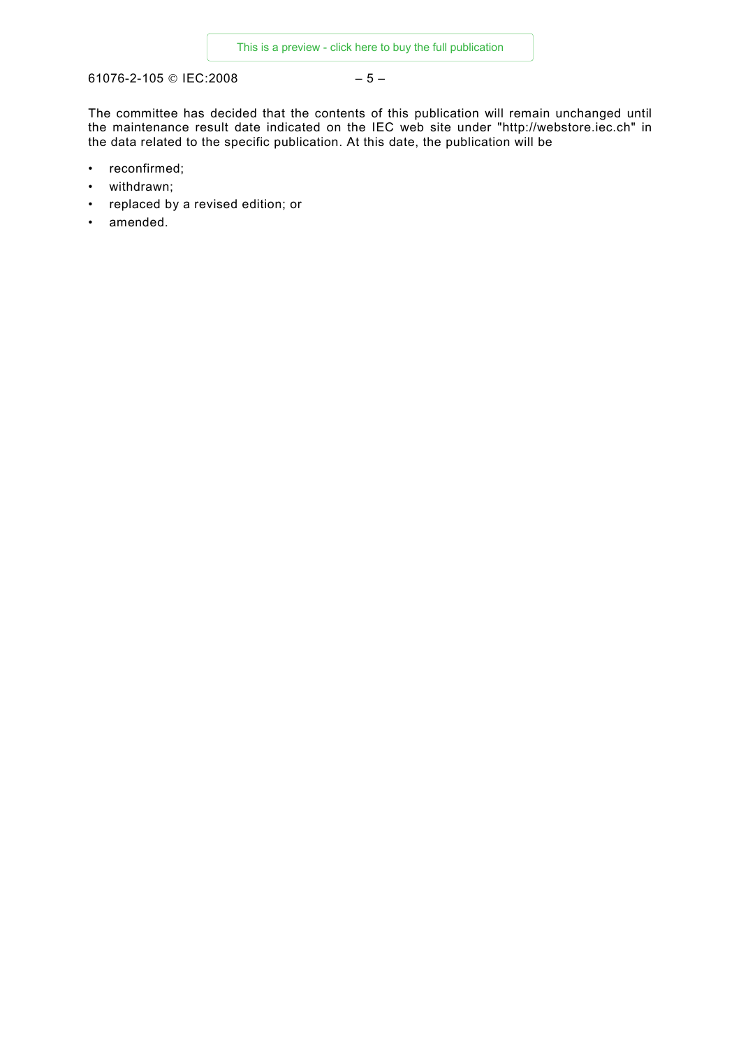The committee has decided that the contents of this publication will remain unchanged until the maintenance result date indicated on the IEC web site under "http://webstore.iec.ch" in the data related to the specific publication. At this date, the publication will be

- reconfirmed;
- withdrawn;
- replaced by a revised edition; or
- amended.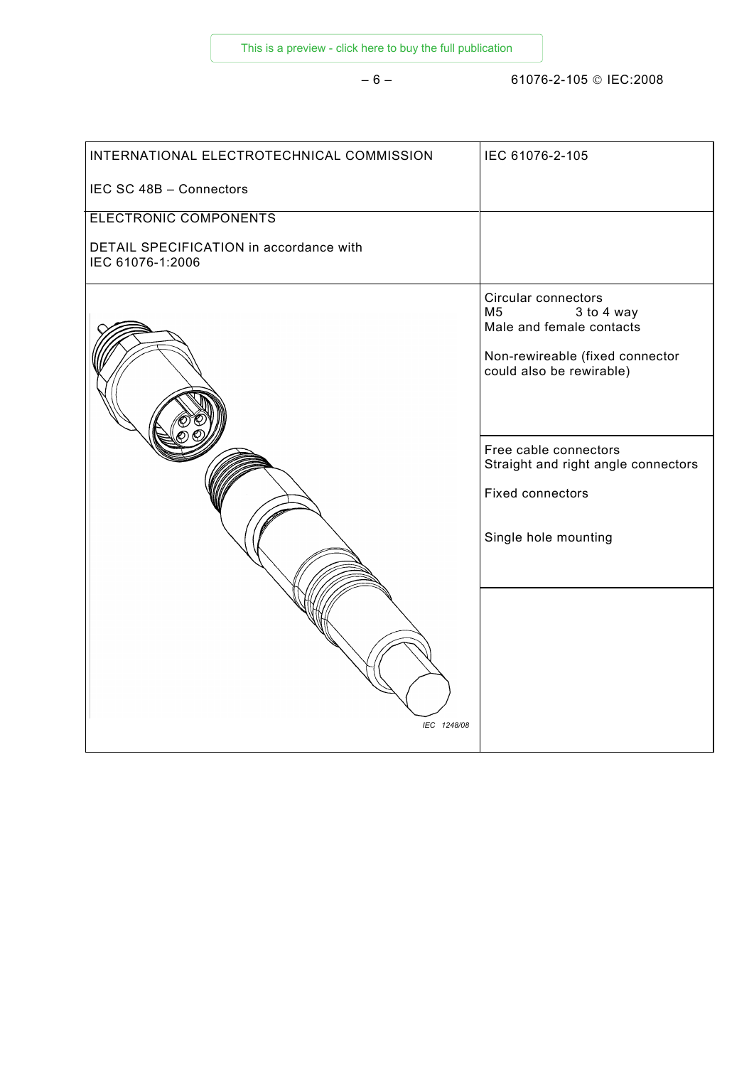| INTERNATIONAL ELECTROTECHNICAL COMMISSION<br><br>IEC SC 48B – Connectors | IEC 61076-2-105 |
|---|---|
| ELECTRONIC COMPONENTS<br><br>DETAIL SPECIFICATION in accordance with IEC 61076-1:2006 | |
| IEC 1248/08 | Circular connectors<br>M5 3 to 4 way<br>Male and female contacts<br><br>Non-rewireable (fixed connector could also be rewirable) |
| | Free cable connectors<br>Straight and right angle connectors<br><br>Fixed connectors<br><br>Single hole mounting |
| | |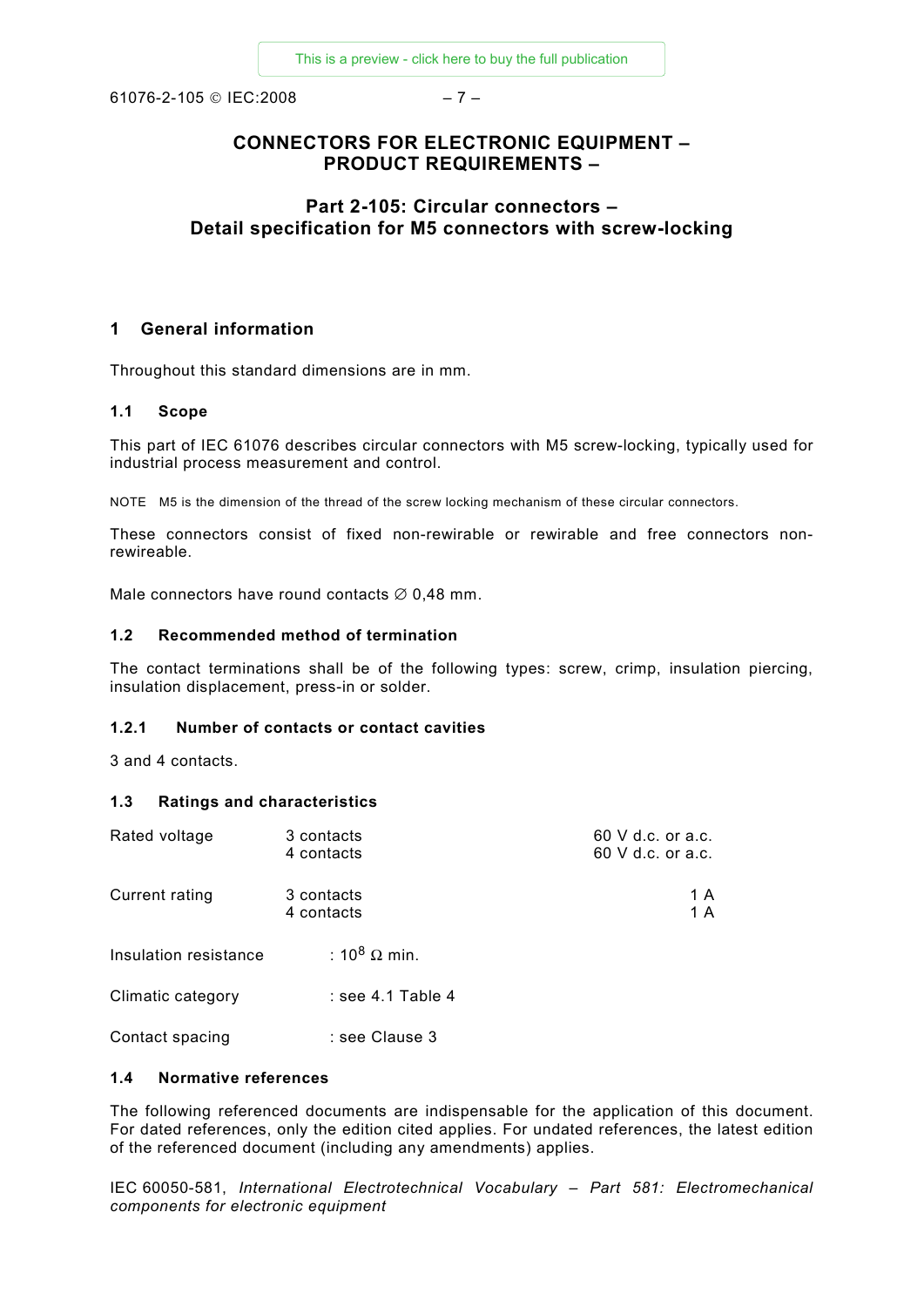# CONNECTORS FOR ELECTRONIC EQUIPMENT – PRODUCT REQUIREMENTS –

## Part 2-105: Circular connectors – Detail specification for M5 connectors with screw-locking

## 1 General information

Throughout this standard dimensions are in mm.

### 1.1 Scope

This part of IEC 61076 describes circular connectors with M5 screw-locking, typically used for industrial process measurement and control.

NOTE M5 is the dimension of the thread of the screw locking mechanism of these circular connectors.

These connectors consist of fixed non-rewirable or rewirable and free connectors non-rewireable.

Male connectors have round contacts ∅ 0,48 mm.

### 1.2 Recommended method of termination

The contact terminations shall be of the following types: screw, crimp, insulation piercing, insulation displacement, press-in or solder.

#### 1.2.1 Number of contacts or contact cavities

3 and 4 contacts.

### 1.3 Ratings and characteristics

| | | |
|---|---|---|
| Rated voltage | 3 contacts | 60 V d.c. or a.c. |
| | 4 contacts | 60 V d.c. or a.c. |
| Current rating | 3 contacts | 1 A |
| | 4 contacts | 1 A |

Insulation resistance : $10^8$ Ω min.

Climatic category : see 4.1 Table 4

Contact spacing : see Clause 3

### 1.4 Normative references

The following referenced documents are indispensable for the application of this document. For dated references, only the edition cited applies. For undated references, the latest edition of the referenced document (including any amendments) applies.

IEC 60050-581, *International Electrotechnical Vocabulary – Part 581: Electromechanical components for electronic equipment*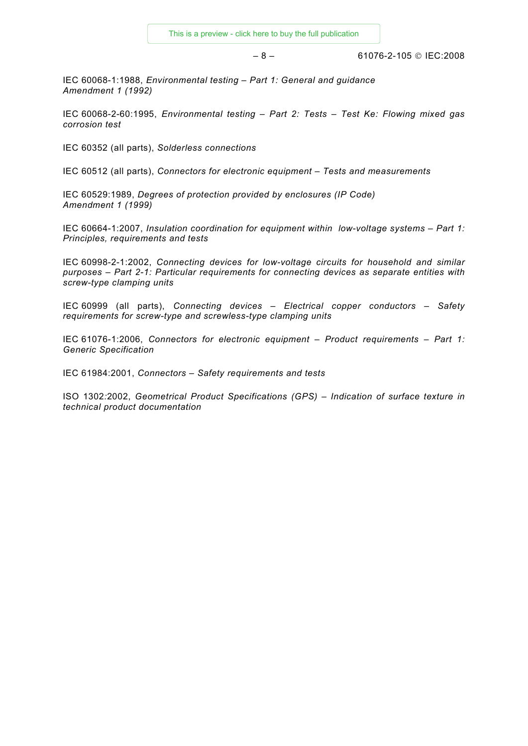IEC 60068-1:1988, *Environmental testing – Part 1: General and guidance*
*Amendment 1 (1992)*

IEC 60068-2-60:1995, *Environmental testing – Part 2: Tests – Test Ke: Flowing mixed gas corrosion test*

IEC 60352 (all parts), *Solderless connections*

IEC 60512 (all parts), *Connectors for electronic equipment – Tests and measurements*

IEC 60529:1989, *Degrees of protection provided by enclosures (IP Code)*
*Amendment 1 (1999)*

IEC 60664-1:2007, *Insulation coordination for equipment within low-voltage systems – Part 1: Principles, requirements and tests*

IEC 60998-2-1:2002, *Connecting devices for low-voltage circuits for household and similar purposes – Part 2-1: Particular requirements for connecting devices as separate entities with screw-type clamping units*

IEC 60999 (all parts), *Connecting devices – Electrical copper conductors – Safety requirements for screw-type and screwless-type clamping units*

IEC 61076-1:2006, *Connectors for electronic equipment – Product requirements – Part 1: Generic Specification*

IEC 61984:2001, *Connectors – Safety requirements and tests*

ISO 1302:2002, *Geometrical Product Specifications (GPS) – Indication of surface texture in technical product documentation*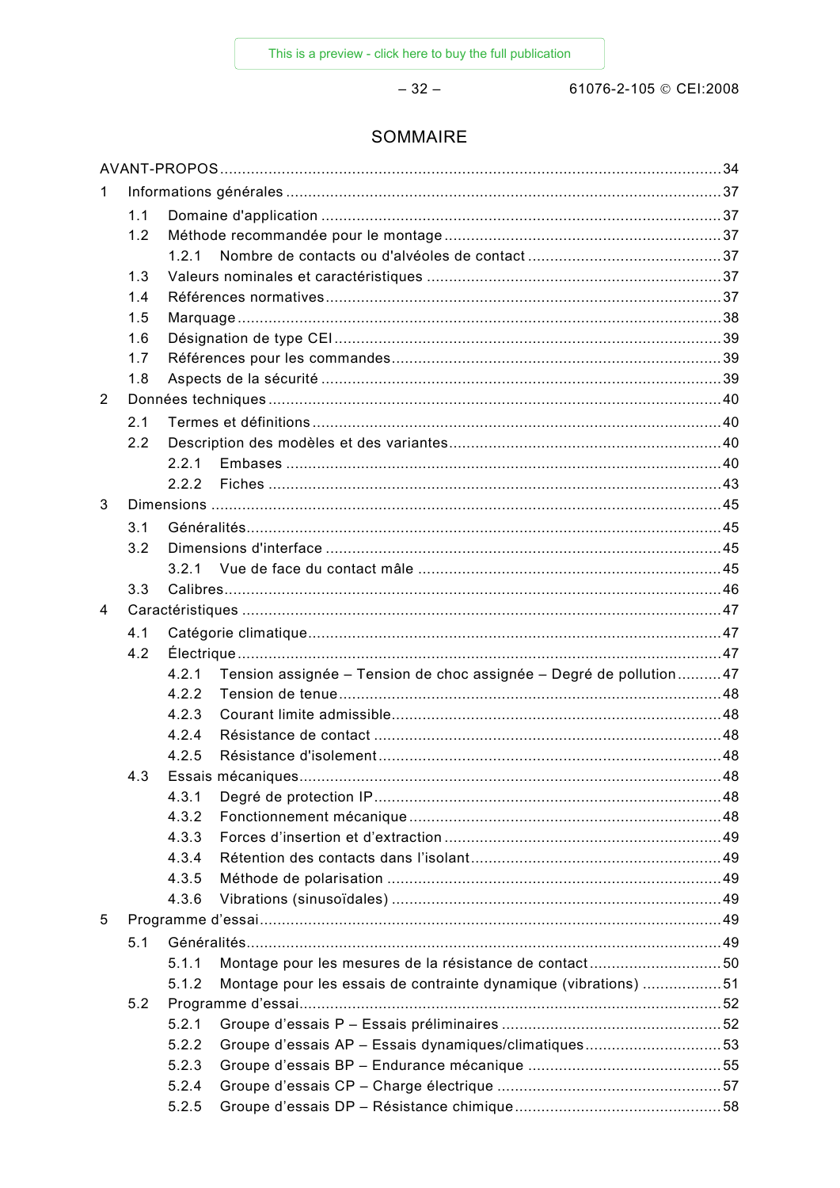# SOMMAIRE

AVANT-PROPOS ........ 34

1 Informations générales ........ 37
  - 1.1 Domaine d'application ........ 37
  - 1.2 Méthode recommandée pour le montage ........ 37
    - 1.2.1 Nombre de contacts ou d'alvéoles de contact ........ 37
  - 1.3 Valeurs nominales et caractéristiques ........ 37
  - 1.4 Références normatives ........ 37
  - 1.5 Marquage ........ 38
  - 1.6 Désignation de type CEI ........ 39
  - 1.7 Références pour les commandes ........ 39
  - 1.8 Aspects de la sécurité ........ 39

2 Données techniques ........ 40
  - 2.1 Termes et définitions ........ 40
  - 2.2 Description des modèles et des variantes ........ 40
    - 2.2.1 Embases ........ 40
    - 2.2.2 Fiches ........ 43

3 Dimensions ........ 45
  - 3.1 Généralités ........ 45
  - 3.2 Dimensions d'interface ........ 45
    - 3.2.1 Vue de face du contact mâle ........ 45
  - 3.3 Calibres ........ 46

4 Caractéristiques ........ 47
  - 4.1 Catégorie climatique ........ 47
  - 4.2 Électrique ........ 47
    - 4.2.1 Tension assignée – Tension de choc assignée – Degré de pollution ........ 47
    - 4.2.2 Tension de tenue ........ 48
    - 4.2.3 Courant limite admissible ........ 48
    - 4.2.4 Résistance de contact ........ 48
    - 4.2.5 Résistance d'isolement ........ 48
  - 4.3 Essais mécaniques ........ 48
    - 4.3.1 Degré de protection IP ........ 48
    - 4.3.2 Fonctionnement mécanique ........ 48
    - 4.3.3 Forces d'insertion et d'extraction ........ 49
    - 4.3.4 Rétention des contacts dans l'isolant ........ 49
    - 4.3.5 Méthode de polarisation ........ 49
    - 4.3.6 Vibrations (sinusoïdales) ........ 49

5 Programme d'essai ........ 49
  - 5.1 Généralités ........ 49
    - 5.1.1 Montage pour les mesures de la résistance de contact ........ 50
    - 5.1.2 Montage pour les essais de contrainte dynamique (vibrations) ........ 51
  - 5.2 Programme d'essai ........ 52
    - 5.2.1 Groupe d'essais P – Essais préliminaires ........ 52
    - 5.2.2 Groupe d'essais AP – Essais dynamiques/climatiques ........ 53
    - 5.2.3 Groupe d'essais BP – Endurance mécanique ........ 55
    - 5.2.4 Groupe d'essais CP – Charge électrique ........ 57
    - 5.2.5 Groupe d'essais DP – Résistance chimique ........ 58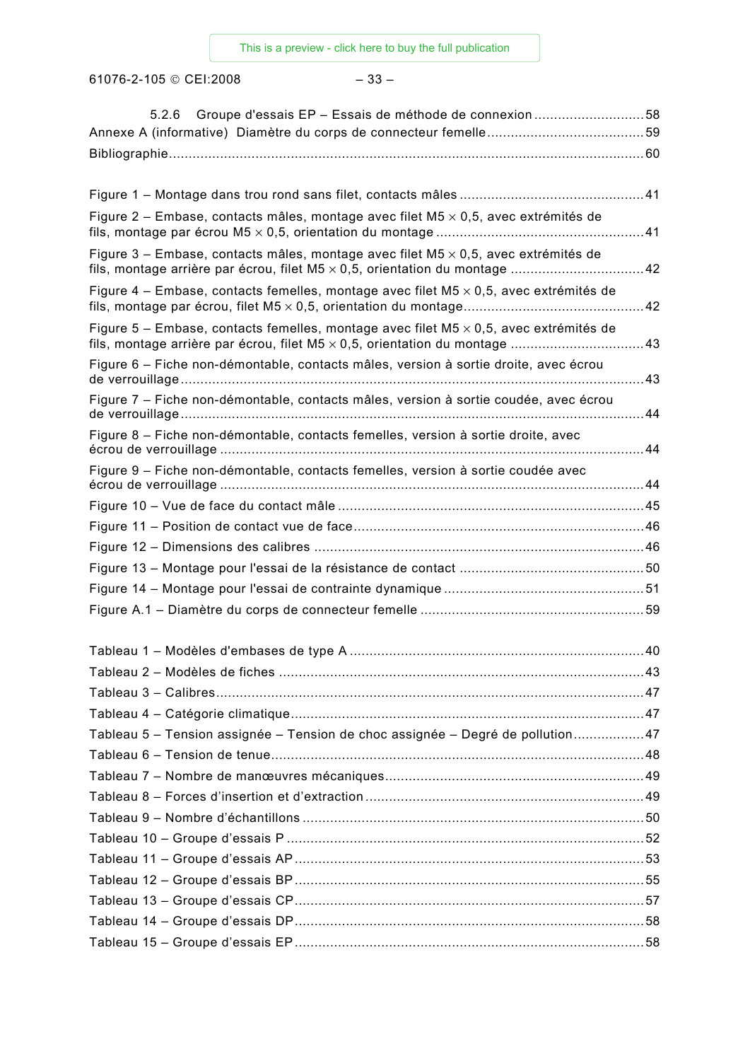5.2.6 Groupe d'essais EP – Essais de méthode de connexion ............................58

Annexe A (informative) Diamètre du corps de connecteur femelle........................................59

Bibliographie........................................................................................................................60

Figure 1 – Montage dans trou rond sans filet, contacts mâles ...............................................41

Figure 2 – Embase, contacts mâles, montage avec filet M5 × 0,5, avec extrémités de fils, montage par écrou M5 × 0,5, orientation du montage .....................................................41

Figure 3 – Embase, contacts mâles, montage avec filet M5 × 0,5, avec extrémités de fils, montage arrière par écrou, filet M5 × 0,5, orientation du montage .................................42

Figure 4 – Embase, contacts femelles, montage avec filet M5 × 0,5, avec extrémités de fils, montage par écrou, filet M5 × 0,5, orientation du montage.............................................42

Figure 5 – Embase, contacts femelles, montage avec filet M5 × 0,5, avec extrémités de fils, montage arrière par écrou, filet M5 × 0,5, orientation du montage .................................43

Figure 6 – Fiche non-démontable, contacts mâles, version à sortie droite, avec écrou de verrouillage ......................................................................................................................43

Figure 7 – Fiche non-démontable, contacts mâles, version à sortie coudée, avec écrou de verrouillage ......................................................................................................................44

Figure 8 – Fiche non-démontable, contacts femelles, version à sortie droite, avec écrou de verrouillage ..........................................................................................................44

Figure 9 – Fiche non-démontable, contacts femelles, version à sortie coudée avec écrou de verrouillage ..........................................................................................................44

Figure 10 – Vue de face du contact mâle .............................................................................45

Figure 11 – Position de contact vue de face.........................................................................46

Figure 12 – Dimensions des calibres ...................................................................................46

Figure 13 – Montage pour l'essai de la résistance de contact ...............................................50

Figure 14 – Montage pour l'essai de contrainte dynamique ..................................................51

Figure A.1 – Diamètre du corps de connecteur femelle ........................................................59

Tableau 1 – Modèles d'embases de type A ..........................................................................40

Tableau 2 – Modèles de fiches ............................................................................................43

Tableau 3 – Calibres...........................................................................................................47

Tableau 4 – Catégorie climatique.........................................................................................47

Tableau 5 – Tension assignée – Tension de choc assignée – Degré de pollution..................47

Tableau 6 – Tension de tenue..............................................................................................48

Tableau 7 – Nombre de manœuvres mécaniques.................................................................49

Tableau 8 – Forces d'insertion et d'extraction ......................................................................49

Tableau 9 – Nombre d'échantillons ......................................................................................50

Tableau 10 – Groupe d'essais P ..........................................................................................52

Tableau 11 – Groupe d'essais AP ........................................................................................53

Tableau 12 – Groupe d'essais BP ........................................................................................55

Tableau 13 – Groupe d'essais CP........................................................................................57

Tableau 14 – Groupe d'essais DP........................................................................................58

Tableau 15 – Groupe d'essais EP ........................................................................................58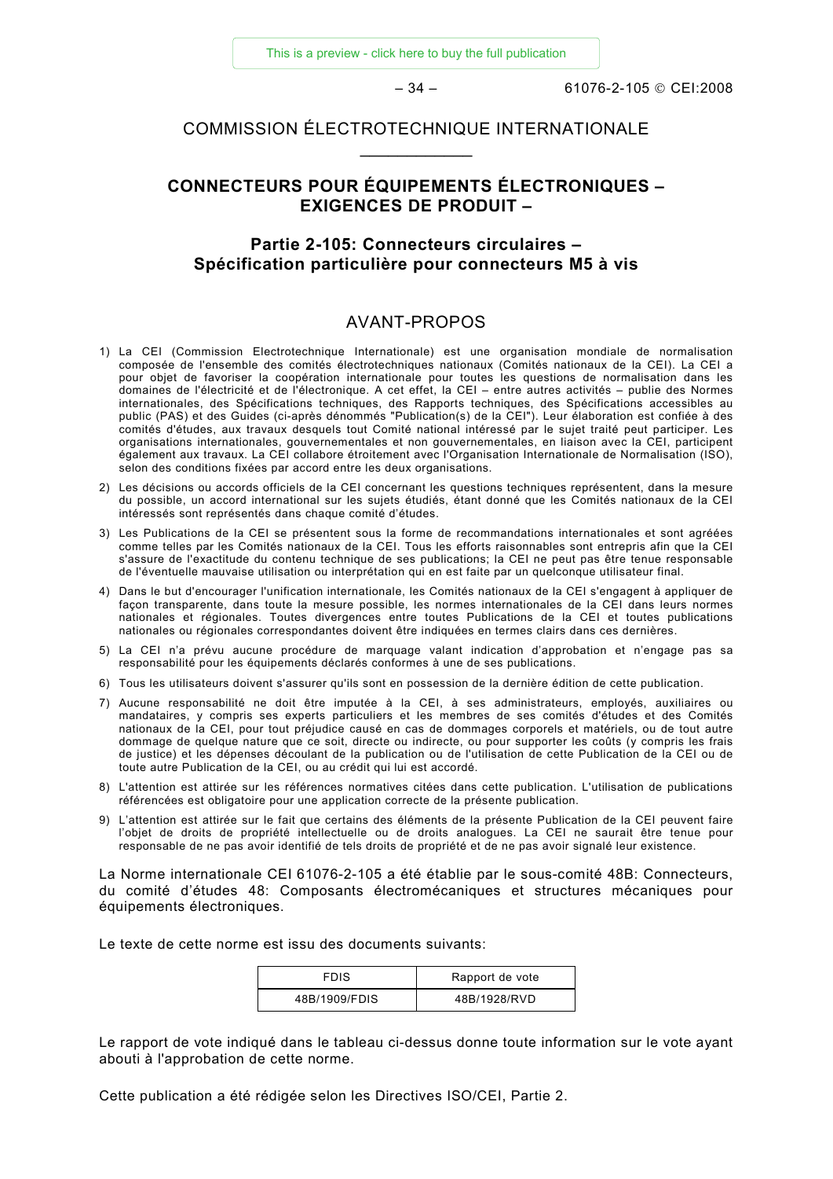# COMMISSION ÉLECTROTECHNIQUE INTERNATIONALE

____________

## CONNECTEURS POUR ÉQUIPEMENTS ÉLECTRONIQUES – EXIGENCES DE PRODUIT –

### Partie 2-105: Connecteurs circulaires – Spécification particulière pour connecteurs M5 à vis

## AVANT-PROPOS

1) La CEI (Commission Electrotechnique Internationale) est une organisation mondiale de normalisation composée de l'ensemble des comités électrotechniques nationaux (Comités nationaux de la CEI). La CEI a pour objet de favoriser la coopération internationale pour toutes les questions de normalisation dans les domaines de l'électricité et de l'électronique. A cet effet, la CEI – entre autres activités – publie des Normes internationales, des Spécifications techniques, des Rapports techniques, des Spécifications accessibles au public (PAS) et des Guides (ci-après dénommés "Publication(s) de la CEI"). Leur élaboration est confiée à des comités d'études, aux travaux desquels tout Comité national intéressé par le sujet traité peut participer. Les organisations internationales, gouvernementales et non gouvernementales, en liaison avec la CEI, participent également aux travaux. La CEI collabore étroitement avec l'Organisation Internationale de Normalisation (ISO), selon des conditions fixées par accord entre les deux organisations.
2) Les décisions ou accords officiels de la CEI concernant les questions techniques représentent, dans la mesure du possible, un accord international sur les sujets étudiés, étant donné que les Comités nationaux de la CEI intéressés sont représentés dans chaque comité d'études.
3) Les Publications de la CEI se présentent sous la forme de recommandations internationales et sont agréées comme telles par les Comités nationaux de la CEI. Tous les efforts raisonnables sont entrepris afin que la CEI s'assure de l'exactitude du contenu technique de ses publications; la CEI ne peut pas être tenue responsable de l'éventuelle mauvaise utilisation ou interprétation qui en est faite par un quelconque utilisateur final.
4) Dans le but d'encourager l'unification internationale, les Comités nationaux de la CEI s'engagent à appliquer de façon transparente, dans toute la mesure possible, les normes internationales de la CEI dans leurs normes nationales et régionales. Toutes divergences entre toutes Publications de la CEI et toutes publications nationales ou régionales correspondantes doivent être indiquées en termes clairs dans ces dernières.
5) La CEI n'a prévu aucune procédure de marquage valant indication d'approbation et n'engage pas sa responsabilité pour les équipements déclarés conformes à une de ses publications.
6) Tous les utilisateurs doivent s'assurer qu'ils sont en possession de la dernière édition de cette publication.
7) Aucune responsabilité ne doit être imputée à la CEI, à ses administrateurs, employés, auxiliaires ou mandataires, y compris ses experts particuliers et les membres de ses comités d'études et des Comités nationaux de la CEI, pour tout préjudice causé en cas de dommages corporels et matériels, ou de tout autre dommage de quelque nature que ce soit, directe ou indirecte, ou pour supporter les coûts (y compris les frais de justice) et les dépenses découlant de la publication ou de l'utilisation de cette Publication de la CEI ou de toute autre Publication de la CEI, ou au crédit qui lui est accordé.
8) L'attention est attirée sur les références normatives citées dans cette publication. L'utilisation de publications référencées est obligatoire pour une application correcte de la présente publication.
9) L'attention est attirée sur le fait que certains des éléments de la présente Publication de la CEI peuvent faire l'objet de droits de propriété intellectuelle ou de droits analogues. La CEI ne saurait être tenue pour responsable de ne pas avoir identifié de tels droits de propriété et de ne pas avoir signalé leur existence.

La Norme internationale CEI 61076-2-105 a été établie par le sous-comité 48B: Connecteurs, du comité d'études 48: Composants électromécaniques et structures mécaniques pour équipements électroniques.

Le texte de cette norme est issu des documents suivants:

| FDIS | Rapport de vote |
|---|---|
| 48B/1909/FDIS | 48B/1928/RVD |

Le rapport de vote indiqué dans le tableau ci-dessus donne toute information sur le vote ayant abouti à l'approbation de cette norme.

Cette publication a été rédigée selon les Directives ISO/CEI, Partie 2.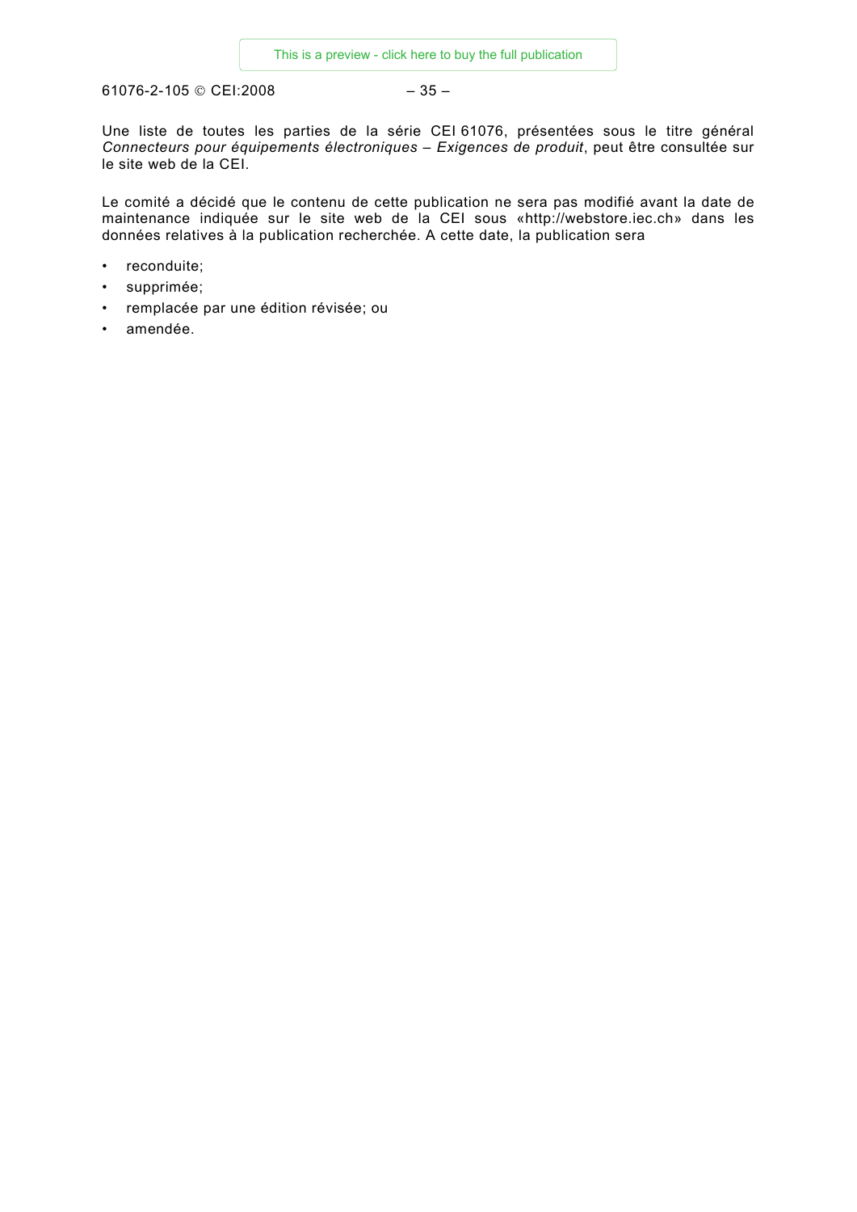Une liste de toutes les parties de la série CEI 61076, présentées sous le titre général *Connecteurs pour équipements électroniques – Exigences de produit*, peut être consultée sur le site web de la CEI.

Le comité a décidé que le contenu de cette publication ne sera pas modifié avant la date de maintenance indiquée sur le site web de la CEI sous «http://webstore.iec.ch» dans les données relatives à la publication recherchée. A cette date, la publication sera

- reconduite;
- supprimée;
- remplacée par une édition révisée; ou
- amendée.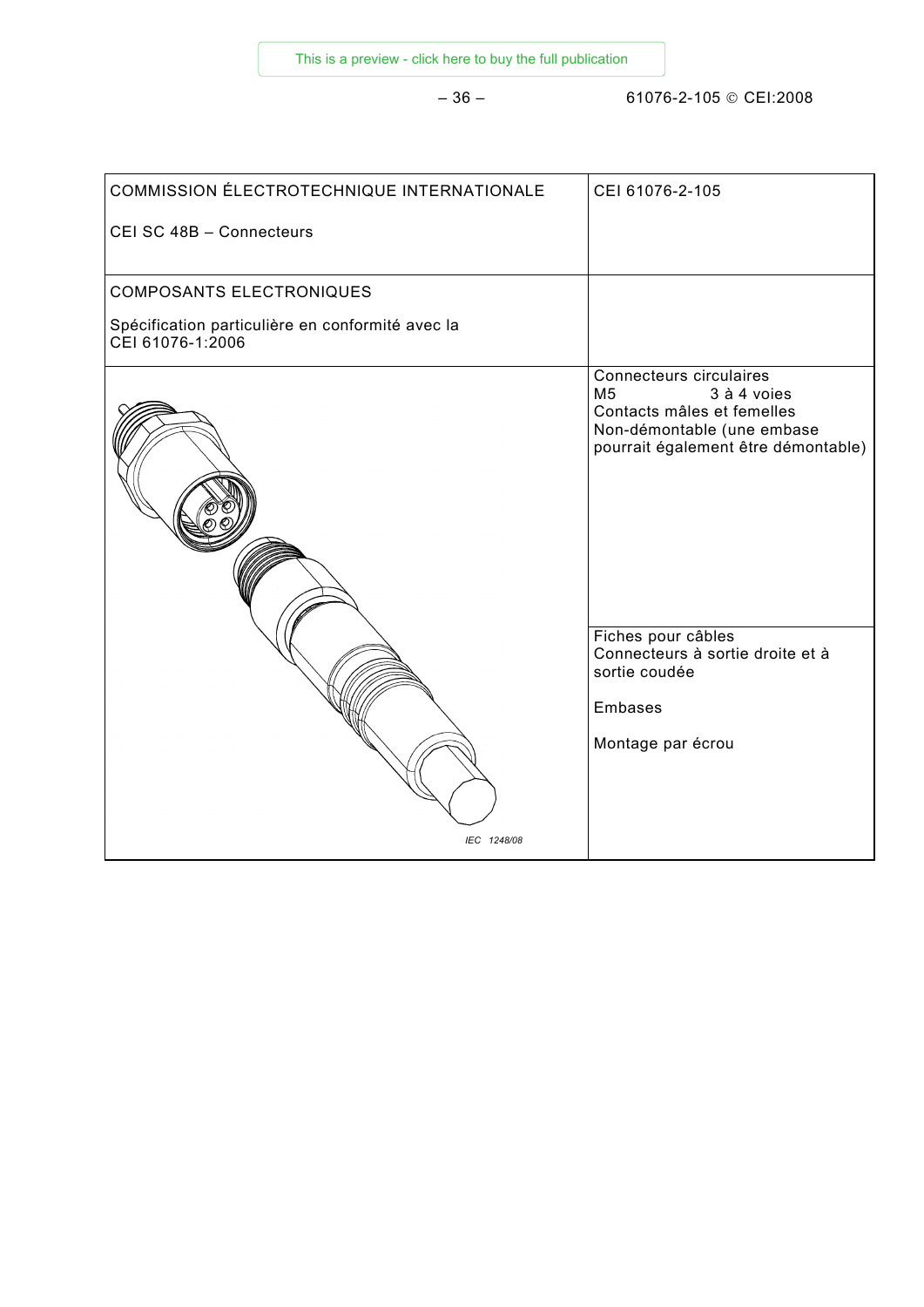| COMMISSION ÉLECTROTECHNIQUE INTERNATIONALE<br><br>CEI SC 48B – Connecteurs | CEI 61076-2-105 |
|---|---|
| COMPOSANTS ELECTRONIQUES<br><br>Spécification particulière en conformité avec la CEI 61076-1:2006 | |
| IEC 1248/08 | Connecteurs circulaires<br>M5 3 à 4 voies<br>Contacts mâles et femelles<br>Non-démontable (une embase pourrait également être démontable)<br><br>Fiches pour câbles<br>Connecteurs à sortie droite et à sortie coudée<br><br>Embases<br><br>Montage par écrou |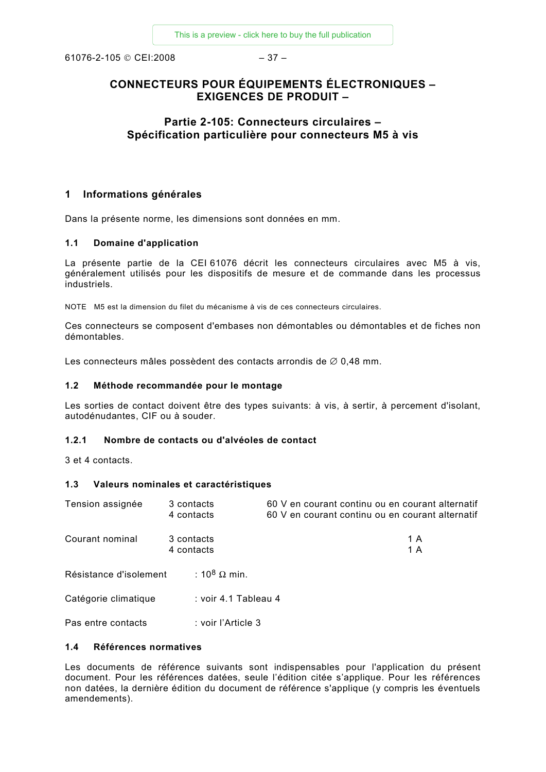# CONNECTEURS POUR ÉQUIPEMENTS ÉLECTRONIQUES – EXIGENCES DE PRODUIT –

## Partie 2-105: Connecteurs circulaires – Spécification particulière pour connecteurs M5 à vis

## 1 Informations générales

Dans la présente norme, les dimensions sont données en mm.

### 1.1 Domaine d'application

La présente partie de la CEI 61076 décrit les connecteurs circulaires avec M5 à vis, généralement utilisés pour les dispositifs de mesure et de commande dans les processus industriels.

NOTE M5 est la dimension du filet du mécanisme à vis de ces connecteurs circulaires.

Ces connecteurs se composent d'embases non démontables ou démontables et de fiches non démontables.

Les connecteurs mâles possèdent des contacts arrondis de ∅ 0,48 mm.

### 1.2 Méthode recommandée pour le montage

Les sorties de contact doivent être des types suivants: à vis, à sertir, à percement d'isolant, autodénudantes, CIF ou à souder.

#### 1.2.1 Nombre de contacts ou d'alvéoles de contact

3 et 4 contacts.

### 1.3 Valeurs nominales et caractéristiques

| | | |
|---|---|---|
| Tension assignée | 3 contacts<br>4 contacts | 60 V en courant continu ou en courant alternatif<br>60 V en courant continu ou en courant alternatif |
| Courant nominal | 3 contacts<br>4 contacts | 1 A<br>1 A |

Résistance d'isolement : $10^8$ Ω min.

Catégorie climatique : voir 4.1 Tableau 4

Pas entre contacts : voir l'Article 3

### 1.4 Références normatives

Les documents de référence suivants sont indispensables pour l'application du présent document. Pour les références datées, seule l'édition citée s'applique. Pour les références non datées, la dernière édition du document de référence s'applique (y compris les éventuels amendements).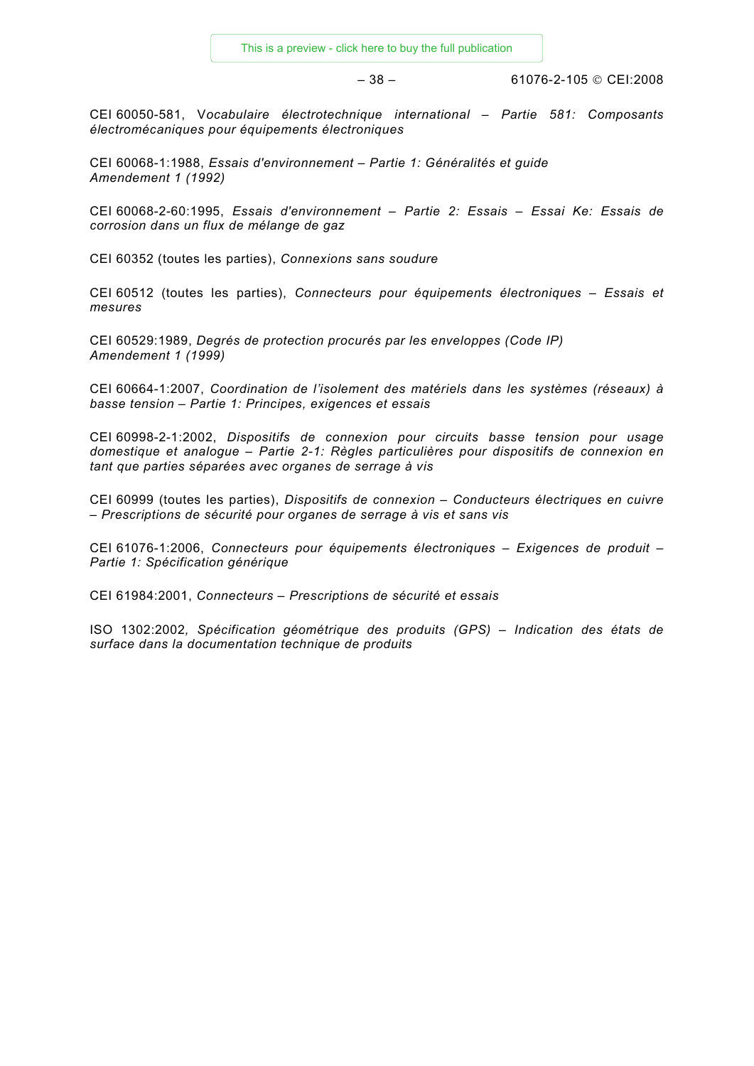CEI 60050-581, V*ocabulaire électrotechnique international – Partie 581: Composants électromécaniques pour équipements électroniques*

CEI 60068-1:1988, *Essais d'environnement – Partie 1: Généralités et guide*
*Amendement 1 (1992)*

CEI 60068-2-60:1995, *Essais d'environnement – Partie 2: Essais – Essai Ke: Essais de corrosion dans un flux de mélange de gaz*

CEI 60352 (toutes les parties), *Connexions sans soudure*

CEI 60512 (toutes les parties), *Connecteurs pour équipements électroniques – Essais et mesures*

CEI 60529:1989, *Degrés de protection procurés par les enveloppes (Code IP)*
*Amendement 1 (1999)*

CEI 60664-1:2007, *Coordination de l'isolement des matériels dans les systèmes (réseaux) à basse tension – Partie 1: Principes, exigences et essais*

CEI 60998-2-1:2002, *Dispositifs de connexion pour circuits basse tension pour usage domestique et analogue – Partie 2-1: Règles particulières pour dispositifs de connexion en tant que parties séparées avec organes de serrage à vis*

CEI 60999 (toutes les parties), *Dispositifs de connexion – Conducteurs électriques en cuivre – Prescriptions de sécurité pour organes de serrage à vis et sans vis*

CEI 61076-1:2006, *Connecteurs pour équipements électroniques – Exigences de produit – Partie 1: Spécification générique*

CEI 61984:2001, *Connecteurs – Prescriptions de sécurité et essais*

ISO 1302:2002*, Spécification géométrique des produits (GPS) – Indication des états de surface dans la documentation technique de produits*